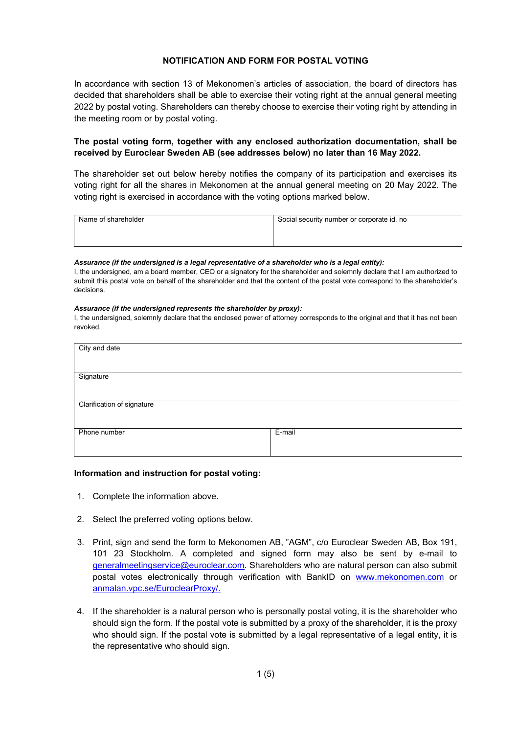# NOTIFICATION AND FORM FOR POSTAL VOTING

In accordance with section 13 of Mekonomen's articles of association, the board of directors has decided that shareholders shall be able to exercise their voting right at the annual general meeting 2022 by postal voting. Shareholders can thereby choose to exercise their voting right by attending in the meeting room or by postal voting.

**The postal voting form, together with any enclosed authorization documentation, shall be received by Euroclear Sweden AB (see addresses below) no later than 16 May 2022.**

The shareholder set out below hereby notifies the company of its participation and exercises its voting right for all the shares in Mekonomen at the annual general meeting on 20 May 2022. The voting right is exercised in accordance with the voting options marked below.

| Name of shareholder | Social security number or corporate id. no |
|---|---|
| | |

***Assurance (if the undersigned is a legal representative of a shareholder who is a legal entity):***
I, the undersigned, am a board member, CEO or a signatory for the shareholder and solemnly declare that I am authorized to submit this postal vote on behalf of the shareholder and that the content of the postal vote correspond to the shareholder's decisions.

***Assurance (if the undersigned represents the shareholder by proxy):***
I, the undersigned, solemnly declare that the enclosed power of attorney corresponds to the original and that it has not been revoked.

| City and date | |
|---|---|
| Signature | |
| Clarification of signature | |
| Phone number | E-mail |

### Information and instruction for postal voting:

1. Complete the information above.

2. Select the preferred voting options below.

3. Print, sign and send the form to Mekonomen AB, "AGM", c/o Euroclear Sweden AB, Box 191, 101 23 Stockholm. A completed and signed form may also be sent by e-mail to generalmeetingservice@euroclear.com. Shareholders who are natural person can also submit postal votes electronically through verification with BankID on www.mekonomen.com or anmalan.vpc.se/EuroclearProxy/.

4. If the shareholder is a natural person who is personally postal voting, it is the shareholder who should sign the form. If the postal vote is submitted by a proxy of the shareholder, it is the proxy who should sign. If the postal vote is submitted by a legal representative of a legal entity, it is the representative who should sign.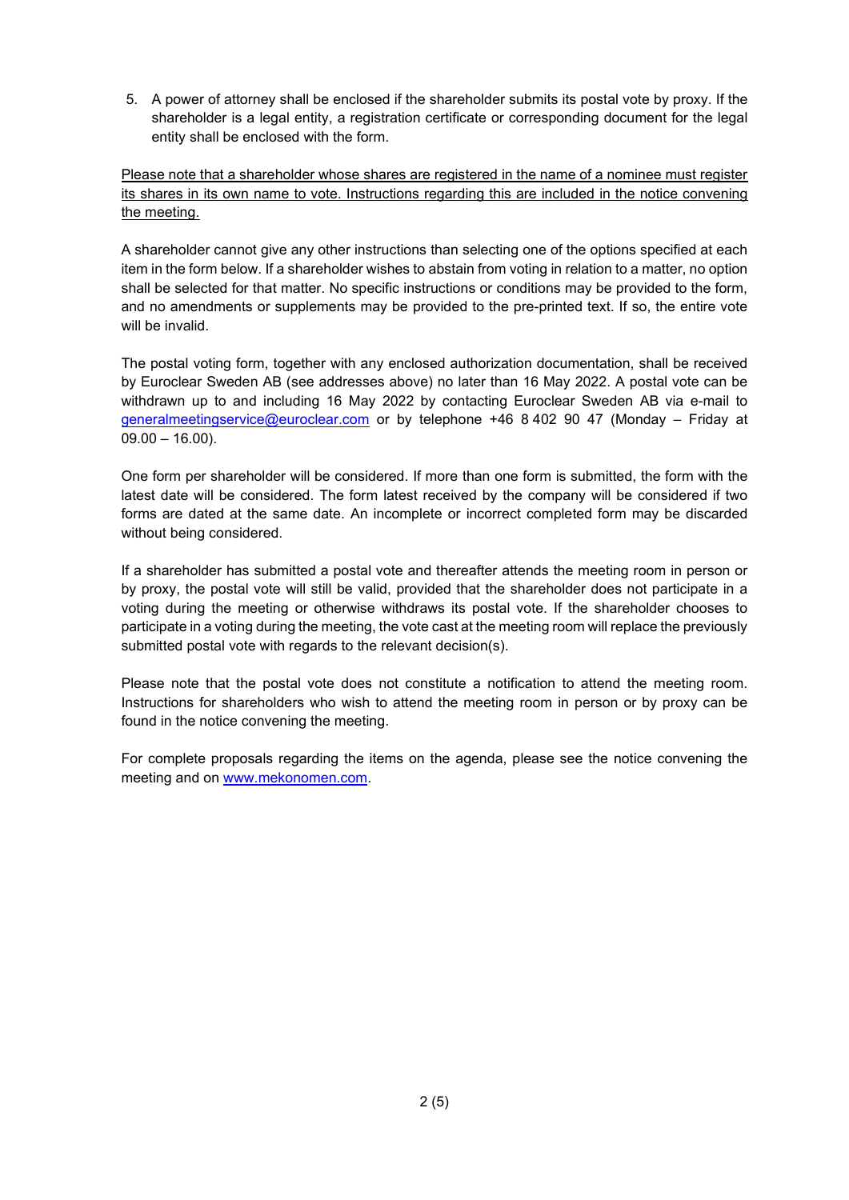5. A power of attorney shall be enclosed if the shareholder submits its postal vote by proxy. If the shareholder is a legal entity, a registration certificate or corresponding document for the legal entity shall be enclosed with the form.

<u>Please note that a shareholder whose shares are registered in the name of a nominee must register its shares in its own name to vote. Instructions regarding this are included in the notice convening the meeting.</u>

A shareholder cannot give any other instructions than selecting one of the options specified at each item in the form below. If a shareholder wishes to abstain from voting in relation to a matter, no option shall be selected for that matter. No specific instructions or conditions may be provided to the form, and no amendments or supplements may be provided to the pre-printed text. If so, the entire vote will be invalid.

The postal voting form, together with any enclosed authorization documentation, shall be received by Euroclear Sweden AB (see addresses above) no later than 16 May 2022. A postal vote can be withdrawn up to and including 16 May 2022 by contacting Euroclear Sweden AB via e-mail to generalmeetingservice@euroclear.com or by telephone +46 8 402 90 47 (Monday – Friday at 09.00 – 16.00).

One form per shareholder will be considered. If more than one form is submitted, the form with the latest date will be considered. The form latest received by the company will be considered if two forms are dated at the same date. An incomplete or incorrect completed form may be discarded without being considered.

If a shareholder has submitted a postal vote and thereafter attends the meeting room in person or by proxy, the postal vote will still be valid, provided that the shareholder does not participate in a voting during the meeting or otherwise withdraws its postal vote. If the shareholder chooses to participate in a voting during the meeting, the vote cast at the meeting room will replace the previously submitted postal vote with regards to the relevant decision(s).

Please note that the postal vote does not constitute a notification to attend the meeting room. Instructions for shareholders who wish to attend the meeting room in person or by proxy can be found in the notice convening the meeting.

For complete proposals regarding the items on the agenda, please see the notice convening the meeting and on www.mekonomen.com.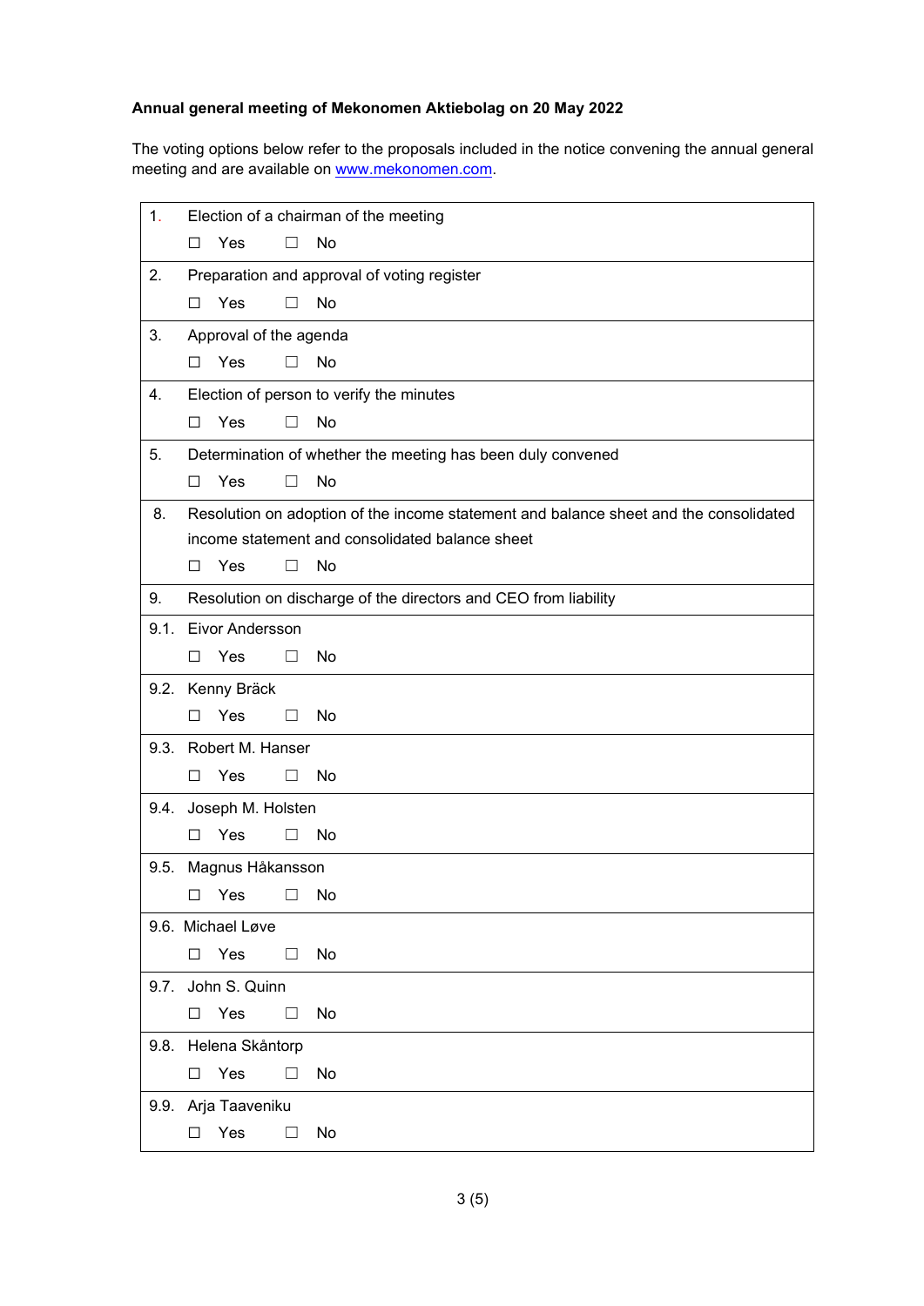**Annual general meeting of Mekonomen Aktiebolag on 20 May 2022**

The voting options below refer to the proposals included in the notice convening the annual general meeting and are available on [www.mekonomen.com](www.mekonomen.com).

| | |
|---|---|
| 1. | Election of a chairman of the meeting<br>☐ Yes ☐ No |
| 2. | Preparation and approval of voting register<br>☐ Yes ☐ No |
| 3. | Approval of the agenda<br>☐ Yes ☐ No |
| 4. | Election of person to verify the minutes<br>☐ Yes ☐ No |
| 5. | Determination of whether the meeting has been duly convened<br>☐ Yes ☐ No |
| 8. | Resolution on adoption of the income statement and balance sheet and the consolidated income statement and consolidated balance sheet<br>☐ Yes ☐ No |
| 9. | Resolution on discharge of the directors and CEO from liability |
| 9.1. | Eivor Andersson<br>☐ Yes ☐ No |
| 9.2. | Kenny Bräck<br>☐ Yes ☐ No |
| 9.3. | Robert M. Hanser<br>☐ Yes ☐ No |
| 9.4. | Joseph M. Holsten<br>☐ Yes ☐ No |
| 9.5. | Magnus Håkansson<br>☐ Yes ☐ No |
| 9.6. | Michael Løve<br>☐ Yes ☐ No |
| 9.7. | John S. Quinn<br>☐ Yes ☐ No |
| 9.8. | Helena Skåntorp<br>☐ Yes ☐ No |
| 9.9. | Arja Taaveniku<br>☐ Yes ☐ No |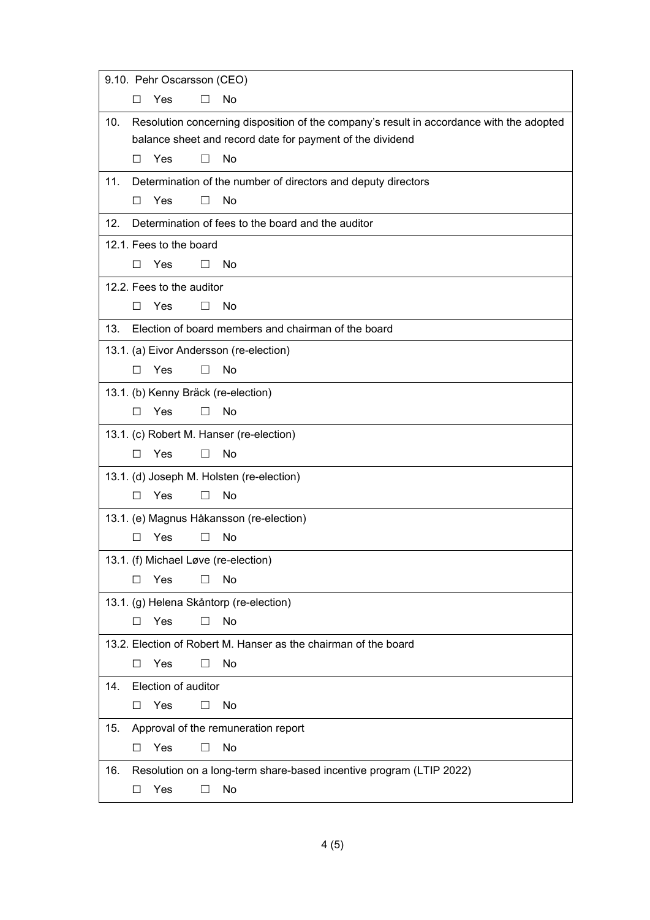| 9.10. Pehr Oscarsson (CEO) |
|---|
| ☐ Yes ☐ No |
| 10. Resolution concerning disposition of the company's result in accordance with the adopted balance sheet and record date for payment of the dividend |
| ☐ Yes ☐ No |
| 11. Determination of the number of directors and deputy directors |
| ☐ Yes ☐ No |
| 12. Determination of fees to the board and the auditor |
| 12.1. Fees to the board |
| ☐ Yes ☐ No |
| 12.2. Fees to the auditor |
| ☐ Yes ☐ No |
| 13. Election of board members and chairman of the board |
| 13.1. (a) Eivor Andersson (re-election) |
| ☐ Yes ☐ No |
| 13.1. (b) Kenny Bräck (re-election) |
| ☐ Yes ☐ No |
| 13.1. (c) Robert M. Hanser (re-election) |
| ☐ Yes ☐ No |
| 13.1. (d) Joseph M. Holsten (re-election) |
| ☐ Yes ☐ No |
| 13.1. (e) Magnus Håkansson (re-election) |
| ☐ Yes ☐ No |
| 13.1. (f) Michael Løve (re-election) |
| ☐ Yes ☐ No |
| 13.1. (g) Helena Skåntorp (re-election) |
| ☐ Yes ☐ No |
| 13.2. Election of Robert M. Hanser as the chairman of the board |
| ☐ Yes ☐ No |
| 14. Election of auditor |
| ☐ Yes ☐ No |
| 15. Approval of the remuneration report |
| ☐ Yes ☐ No |
| 16. Resolution on a long-term share-based incentive program (LTIP 2022) |
| ☐ Yes ☐ No |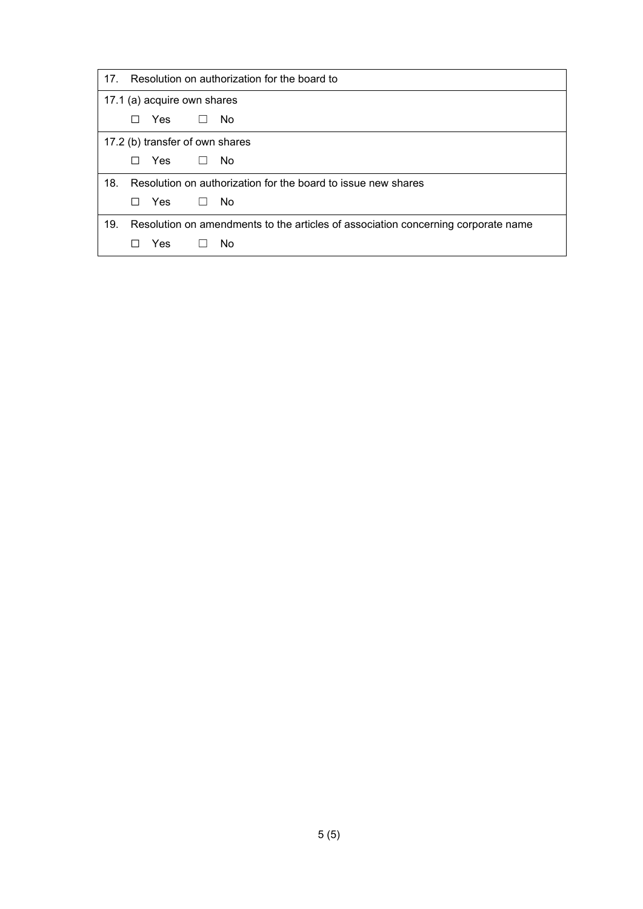| |
|---|
| 17. Resolution on authorization for the board to |
| 17.1 (a) acquire own shares<br>☐ Yes ☐ No |
| 17.2 (b) transfer of own shares<br>☐ Yes ☐ No |
| 18. Resolution on authorization for the board to issue new shares<br>☐ Yes ☐ No |
| 19. Resolution on amendments to the articles of association concerning corporate name<br>☐ Yes ☐ No |